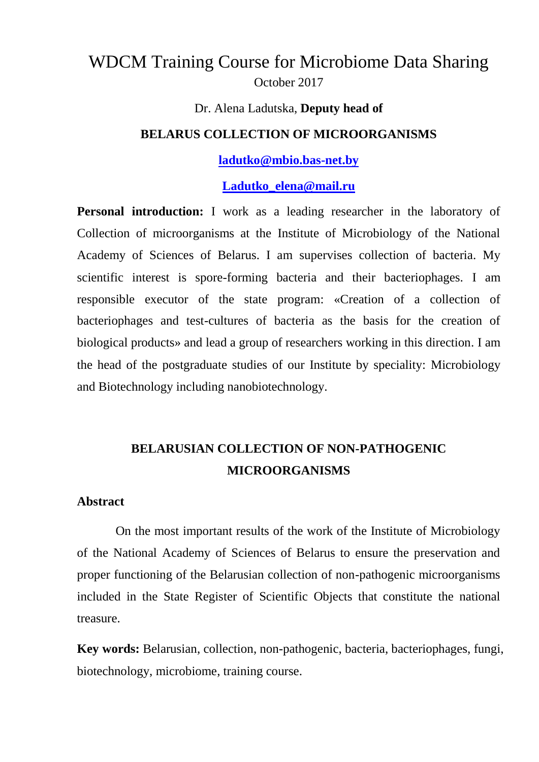# WDCM Training Course for Microbiome Data Sharing

October 2017

Dr. Alena Ladutska, **Deputy head of**

**BELARUS COLLECTION OF MICROORGANISMS**

**ladutko@mbio.bas-net.by**

**Ladutko_elena@mail.ru**

**Personal introduction:** I work as a leading researcher in the laboratory of Collection of microorganisms at the Institute of Microbiology of the National Academy of Sciences of Belarus. I am supervises collection of bacteria. My scientific interest is spore-forming bacteria and their bacteriophages. I am responsible executor of the state program: «Creation of a collection of bacteriophages and test-cultures of bacteria as the basis for the creation of biological products» and lead a group of researchers working in this direction. I am the head of the postgraduate studies of our Institute by speciality: Microbiology and Biotechnology including nanobiotechnology.

## BELARUSIAN COLLECTION OF NON-PATHOGENIC MICROORGANISMS

**Abstract**

On the most important results of the work of the Institute of Microbiology of the National Academy of Sciences of Belarus to ensure the preservation and proper functioning of the Belarusian collection of non-pathogenic microorganisms included in the State Register of Scientific Objects that constitute the national treasure.

**Key words:** Belarusian, collection, non-pathogenic, bacteria, bacteriophages, fungi, biotechnology, microbiome, training course.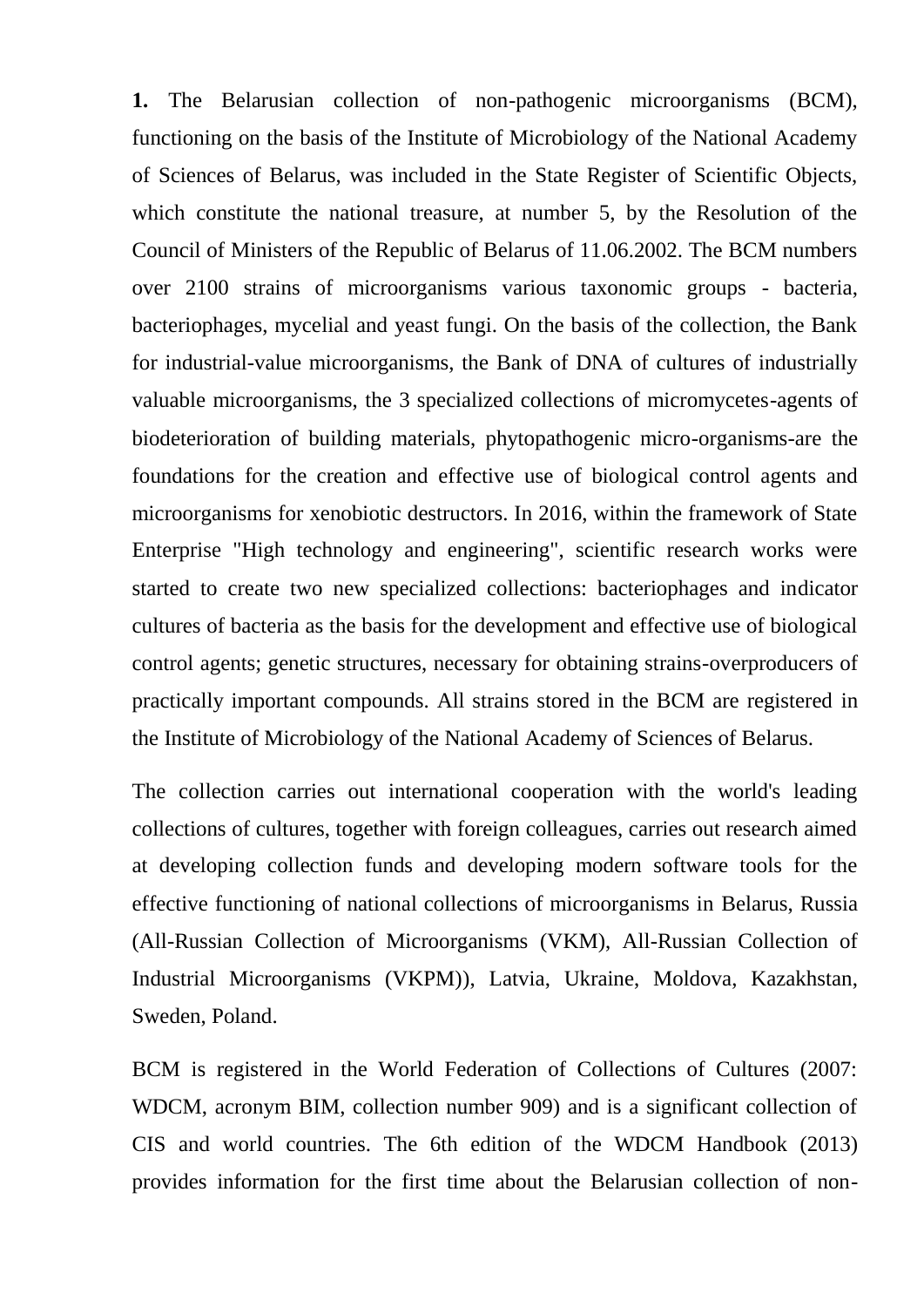**1.** The Belarusian collection of non-pathogenic microorganisms (BCM), functioning on the basis of the Institute of Microbiology of the National Academy of Sciences of Belarus, was included in the State Register of Scientific Objects, which constitute the national treasure, at number 5, by the Resolution of the Council of Ministers of the Republic of Belarus of 11.06.2002. The BCM numbers over 2100 strains of microorganisms various taxonomic groups - bacteria, bacteriophages, mycelial and yeast fungi. On the basis of the collection, the Bank for industrial-value microorganisms, the Bank of DNA of cultures of industrially valuable microorganisms, the 3 specialized collections of micromycetes-agents of biodeterioration of building materials, phytopathogenic micro-organisms-are the foundations for the creation and effective use of biological control agents and microorganisms for xenobiotic destructors. In 2016, within the framework of State Enterprise "High technology and engineering", scientific research works were started to create two new specialized collections: bacteriophages and indicator cultures of bacteria as the basis for the development and effective use of biological control agents; genetic structures, necessary for obtaining strains-overproducers of practically important compounds. All strains stored in the BCM are registered in the Institute of Microbiology of the National Academy of Sciences of Belarus.

The collection carries out international cooperation with the world's leading collections of cultures, together with foreign colleagues, carries out research aimed at developing collection funds and developing modern software tools for the effective functioning of national collections of microorganisms in Belarus, Russia (All-Russian Collection of Microorganisms (VKM), All-Russian Collection of Industrial Microorganisms (VKPM)), Latvia, Ukraine, Moldova, Kazakhstan, Sweden, Poland.

BCM is registered in the World Federation of Collections of Cultures (2007: WDCM, acronym BIM, collection number 909) and is a significant collection of CIS and world countries. The 6th edition of the WDCM Handbook (2013) provides information for the first time about the Belarusian collection of non-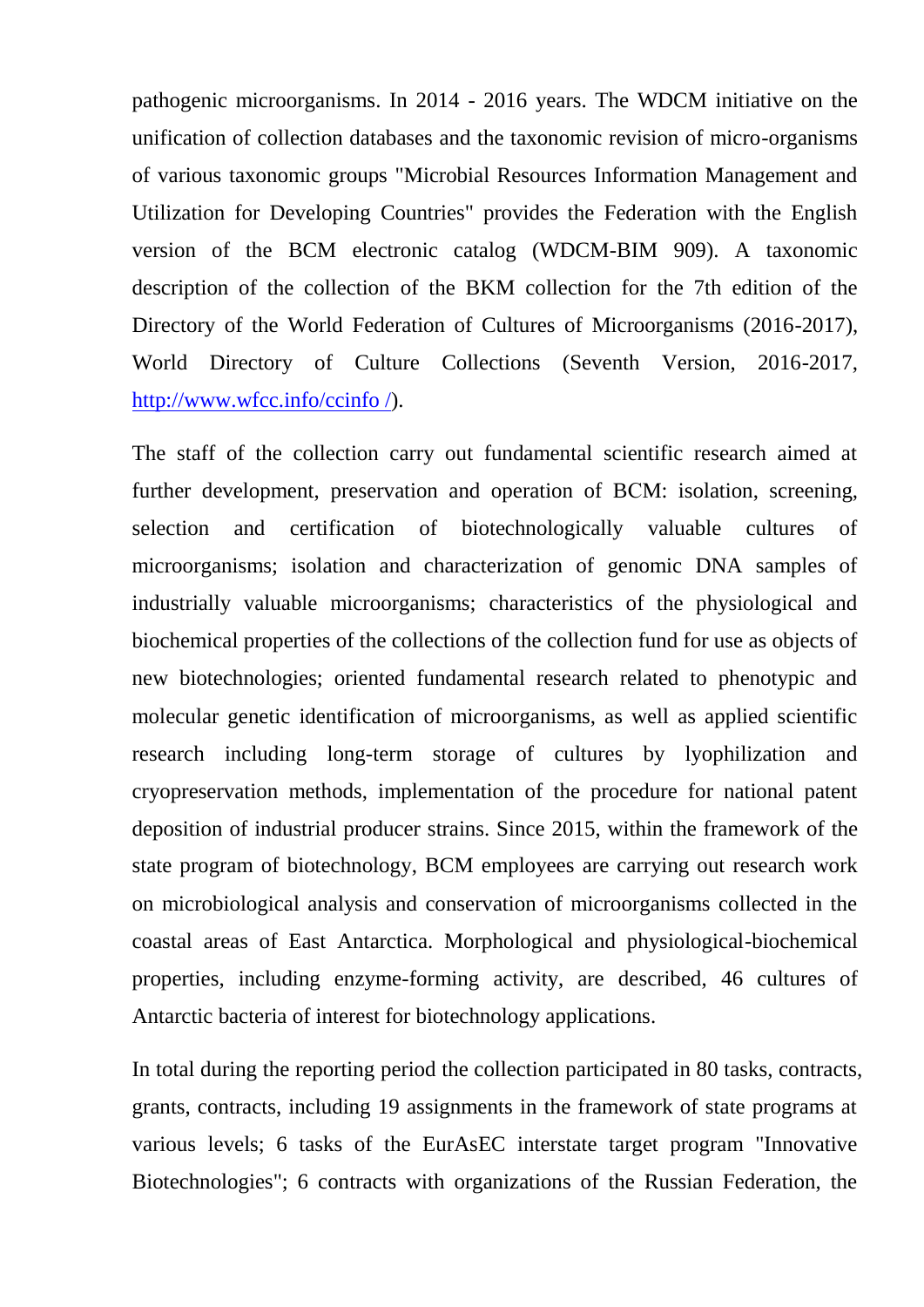pathogenic microorganisms. In 2014 - 2016 years. The WDCM initiative on the unification of collection databases and the taxonomic revision of micro-organisms of various taxonomic groups "Microbial Resources Information Management and Utilization for Developing Countries" provides the Federation with the English version of the BCM electronic catalog (WDCM-BIM 909). A taxonomic description of the collection of the BKM collection for the 7th edition of the Directory of the World Federation of Cultures of Microorganisms (2016-2017), World Directory of Culture Collections (Seventh Version, 2016-2017, [http://www.wfcc.info/ccinfo /](http://www.wfcc.info/ccinfo/)).

The staff of the collection carry out fundamental scientific research aimed at further development, preservation and operation of BCM: isolation, screening, selection and certification of biotechnologically valuable cultures of microorganisms; isolation and characterization of genomic DNA samples of industrially valuable microorganisms; characteristics of the physiological and biochemical properties of the collections of the collection fund for use as objects of new biotechnologies; oriented fundamental research related to phenotypic and molecular genetic identification of microorganisms, as well as applied scientific research including long-term storage of cultures by lyophilization and cryopreservation methods, implementation of the procedure for national patent deposition of industrial producer strains. Since 2015, within the framework of the state program of biotechnology, BCM employees are carrying out research work on microbiological analysis and conservation of microorganisms collected in the coastal areas of East Antarctica. Morphological and physiological-biochemical properties, including enzyme-forming activity, are described, 46 cultures of Antarctic bacteria of interest for biotechnology applications.

In total during the reporting period the collection participated in 80 tasks, contracts, grants, contracts, including 19 assignments in the framework of state programs at various levels; 6 tasks of the EurAsEC interstate target program "Innovative Biotechnologies"; 6 contracts with organizations of the Russian Federation, the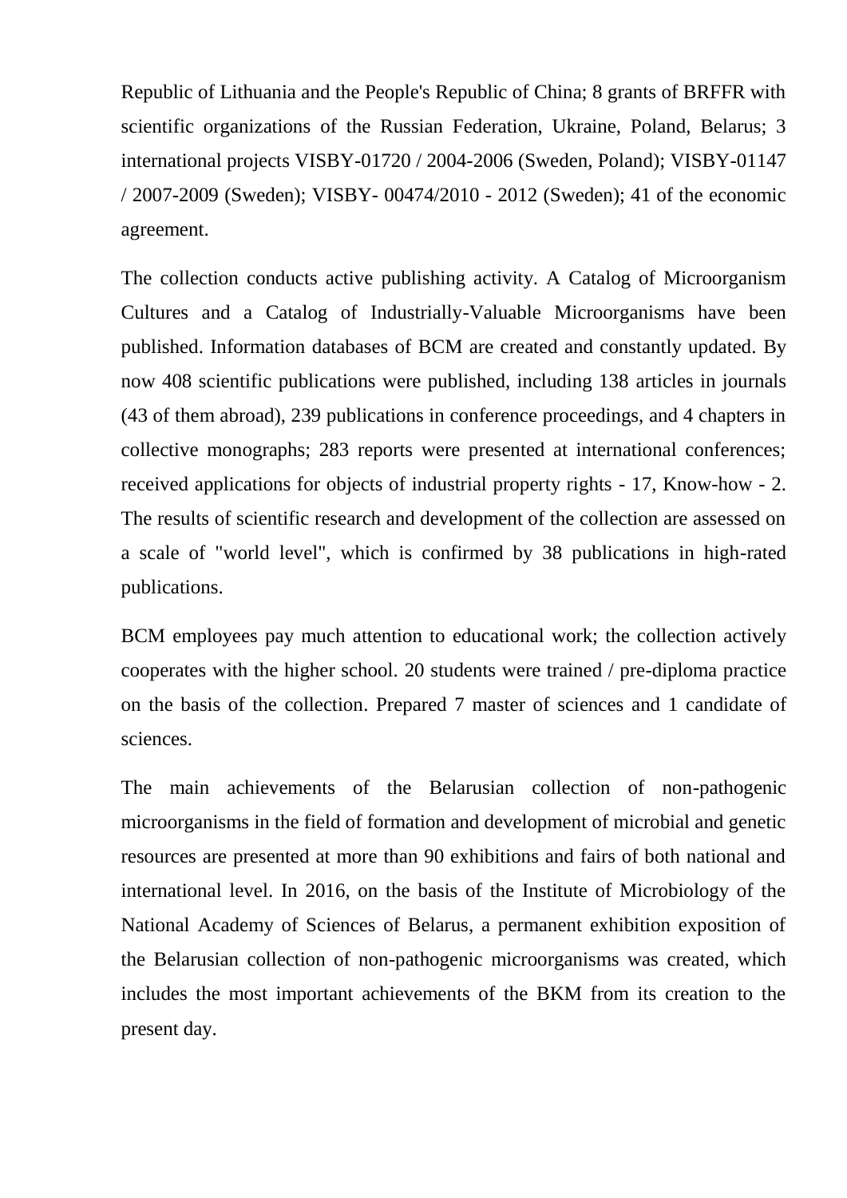Republic of Lithuania and the People's Republic of China; 8 grants of BRFFR with scientific organizations of the Russian Federation, Ukraine, Poland, Belarus; 3 international projects VISBY-01720 / 2004-2006 (Sweden, Poland); VISBY-01147 / 2007-2009 (Sweden); VISBY- 00474/2010 - 2012 (Sweden); 41 of the economic agreement.

The collection conducts active publishing activity. A Catalog of Microorganism Cultures and a Catalog of Industrially-Valuable Microorganisms have been published. Information databases of BCM are created and constantly updated. By now 408 scientific publications were published, including 138 articles in journals (43 of them abroad), 239 publications in conference proceedings, and 4 chapters in collective monographs; 283 reports were presented at international conferences; received applications for objects of industrial property rights - 17, Know-how - 2. The results of scientific research and development of the collection are assessed on a scale of "world level", which is confirmed by 38 publications in high-rated publications.

BCM employees pay much attention to educational work; the collection actively cooperates with the higher school. 20 students were trained / pre-diploma practice on the basis of the collection. Prepared 7 master of sciences and 1 candidate of sciences.

The main achievements of the Belarusian collection of non-pathogenic microorganisms in the field of formation and development of microbial and genetic resources are presented at more than 90 exhibitions and fairs of both national and international level. In 2016, on the basis of the Institute of Microbiology of the National Academy of Sciences of Belarus, a permanent exhibition exposition of the Belarusian collection of non-pathogenic microorganisms was created, which includes the most important achievements of the BKM from its creation to the present day.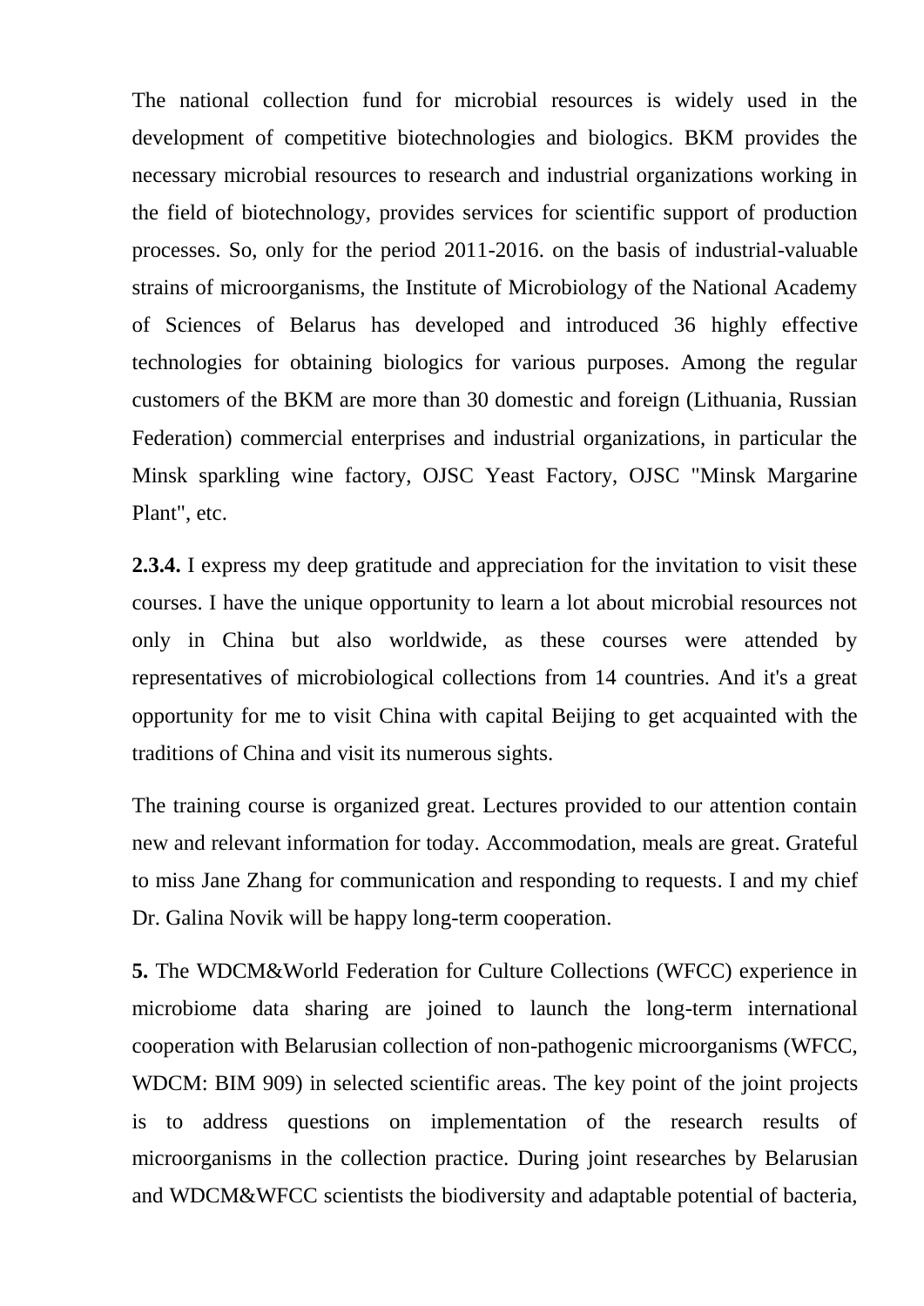The national collection fund for microbial resources is widely used in the development of competitive biotechnologies and biologics. BKM provides the necessary microbial resources to research and industrial organizations working in the field of biotechnology, provides services for scientific support of production processes. So, only for the period 2011-2016. on the basis of industrial-valuable strains of microorganisms, the Institute of Microbiology of the National Academy of Sciences of Belarus has developed and introduced 36 highly effective technologies for obtaining biologics for various purposes. Among the regular customers of the BKM are more than 30 domestic and foreign (Lithuania, Russian Federation) commercial enterprises and industrial organizations, in particular the Minsk sparkling wine factory, OJSC Yeast Factory, OJSC "Minsk Margarine Plant", etc.

**2.3.4.** I express my deep gratitude and appreciation for the invitation to visit these courses. I have the unique opportunity to learn a lot about microbial resources not only in China but also worldwide, as these courses were attended by representatives of microbiological collections from 14 countries. And it's a great opportunity for me to visit China with capital Beijing to get acquainted with the traditions of China and visit its numerous sights.

The training course is organized great. Lectures provided to our attention contain new and relevant information for today. Accommodation, meals are great. Grateful to miss Jane Zhang for communication and responding to requests. I and my chief Dr. Galina Novik will be happy long-term cooperation.

**5.** The WDCM&World Federation for Culture Collections (WFCC) experience in microbiome data sharing are joined to launch the long-term international cooperation with Belarusian collection of non-pathogenic microorganisms (WFCC, WDCM: BIM 909) in selected scientific areas. The key point of the joint projects is to address questions on implementation of the research results of microorganisms in the collection practice. During joint researches by Belarusian and WDCM&WFCC scientists the biodiversity and adaptable potential of bacteria,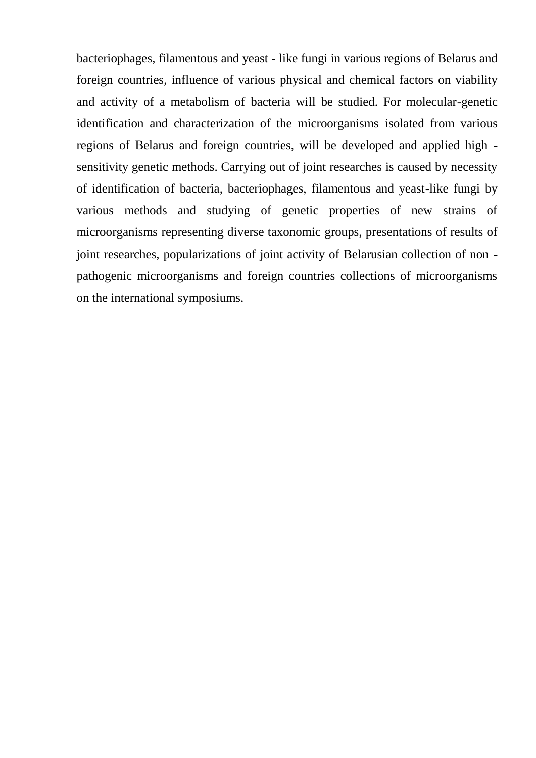bacteriophages, filamentous and yeast - like fungi in various regions of Belarus and foreign countries, influence of various physical and chemical factors on viability and activity of a metabolism of bacteria will be studied. For molecular-genetic identification and characterization of the microorganisms isolated from various regions of Belarus and foreign countries, will be developed and applied high - sensitivity genetic methods. Carrying out of joint researches is caused by necessity of identification of bacteria, bacteriophages, filamentous and yeast-like fungi by various methods and studying of genetic properties of new strains of microorganisms representing diverse taxonomic groups, presentations of results of joint researches, popularizations of joint activity of Belarusian collection of non - pathogenic microorganisms and foreign countries collections of microorganisms on the international symposiums.